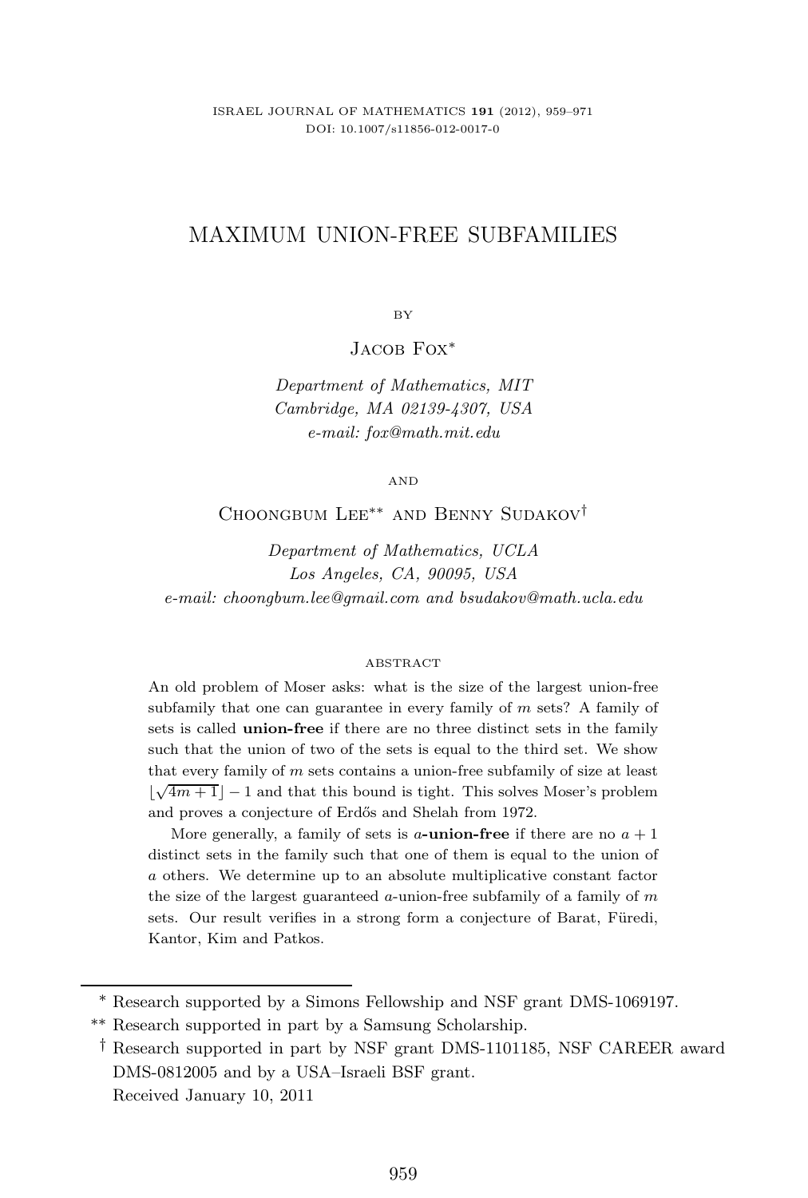# MAXIMUM UNION-FREE SUBFAMILIES

BY

Jacob Fox*

*Department of Mathematics, MIT*
*Cambridge, MA 02139-4307, USA*
*e-mail: fox@math.mit.edu*

AND

Choongbum Lee** and Benny Sudakov†

*Department of Mathematics, UCLA*
*Los Angeles, CA, 90095, USA*
*e-mail: choongbum.lee@gmail.com and bsudakov@math.ucla.edu*

## ABSTRACT

An old problem of Moser asks: what is the size of the largest union-free subfamily that one can guarantee in every family of $m$ sets? A family of sets is called **union-free** if there are no three distinct sets in the family such that the union of two of the sets is equal to the third set. We show that every family of $m$ sets contains a union-free subfamily of size at least $\lfloor\sqrt{4m+1}\rfloor - 1$ and that this bound is tight. This solves Moser's problem and proves a conjecture of Erdős and Shelah from 1972.

More generally, a family of sets is $a$**-union-free** if there are no $a+1$ distinct sets in the family such that one of them is equal to the union of $a$ others. We determine up to an absolute multiplicative constant factor the size of the largest guaranteed $a$-union-free subfamily of a family of $m$ sets. Our result verifies in a strong form a conjecture of Barat, Füredi, Kantor, Kim and Patkos.

---

\* Research supported by a Simons Fellowship and NSF grant DMS-1069197.

\** Research supported in part by a Samsung Scholarship.

† Research supported in part by NSF grant DMS-1101185, NSF CAREER award DMS-0812005 and by a USA–Israeli BSF grant.

Received January 10, 2011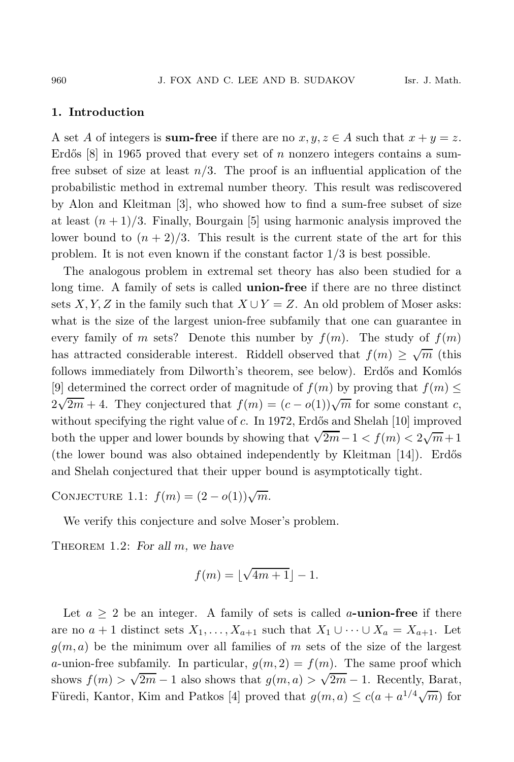## 1. Introduction

A set $A$ of integers is **sum-free** if there are no $x, y, z \in A$ such that $x + y = z$. Erdős [8] in 1965 proved that every set of $n$ nonzero integers contains a sum-free subset of size at least $n/3$. The proof is an influential application of the probabilistic method in extremal number theory. This result was rediscovered by Alon and Kleitman [3], who showed how to find a sum-free subset of size at least $(n+1)/3$. Finally, Bourgain [5] using harmonic analysis improved the lower bound to $(n+2)/3$. This result is the current state of the art for this problem. It is not even known if the constant factor $1/3$ is best possible.

The analogous problem in extremal set theory has also been studied for a long time. A family of sets is called **union-free** if there are no three distinct sets $X, Y, Z$ in the family such that $X \cup Y = Z$. An old problem of Moser asks: what is the size of the largest union-free subfamily that one can guarantee in every family of $m$ sets? Denote this number by $f(m)$. The study of $f(m)$ has attracted considerable interest. Riddell observed that $f(m) \geq \sqrt{m}$ (this follows immediately from Dilworth's theorem, see below). Erdős and Komlós [9] determined the correct order of magnitude of $f(m)$ by proving that $f(m) \leq 2\sqrt{2m} + 4$. They conjectured that $f(m) = (c - o(1))\sqrt{m}$ for some constant $c$, without specifying the right value of $c$. In 1972, Erdős and Shelah [10] improved both the upper and lower bounds by showing that $\sqrt{2m} - 1 < f(m) < 2\sqrt{m} + 1$ (the lower bound was also obtained independently by Kleitman [14]). Erdős and Shelah conjectured that their upper bound is asymptotically tight.

Conjecture 1.1: $f(m) = (2 - o(1))\sqrt{m}$.

We verify this conjecture and solve Moser's problem.

Theorem 1.2: *For all $m$, we have*

$$f(m) = \lfloor \sqrt{4m+1} \rfloor - 1.$$

Let $a \geq 2$ be an integer. A family of sets is called $a$**-union-free** if there are no $a+1$ distinct sets $X_1, \ldots, X_{a+1}$ such that $X_1 \cup \cdots \cup X_a = X_{a+1}$. Let $g(m, a)$ be the minimum over all families of $m$ sets of the size of the largest $a$-union-free subfamily. In particular, $g(m, 2) = f(m)$. The same proof which shows $f(m) > \sqrt{2m} - 1$ also shows that $g(m, a) > \sqrt{2m} - 1$. Recently, Barat, Füredi, Kantor, Kim and Patkos [4] proved that $g(m, a) \leq c(a + a^{1/4}\sqrt{m})$ for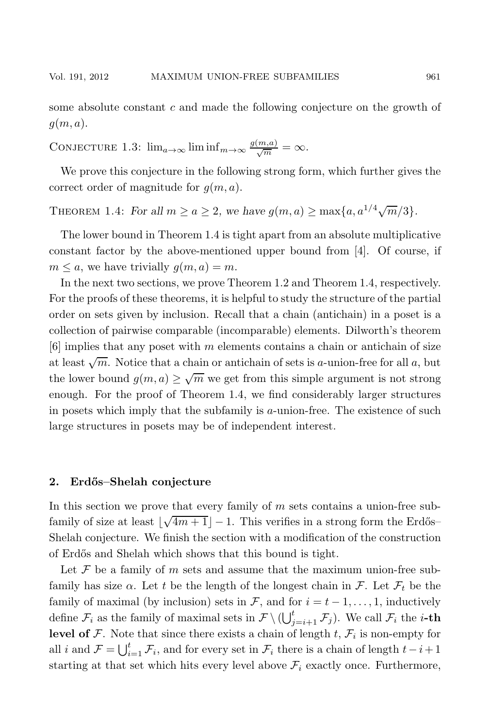some absolute constant $c$ and made the following conjecture on the growth of $g(m, a)$.

Conjecture 1.3: $\lim_{a\to\infty} \liminf_{m\to\infty} \frac{g(m,a)}{\sqrt{m}} = \infty$.

We prove this conjecture in the following strong form, which further gives the correct order of magnitude for $g(m, a)$.

Theorem 1.4: *For all $m \geq a \geq 2$, we have $g(m, a) \geq \max\{a, a^{1/4}\sqrt{m}/3\}$.*

The lower bound in Theorem 1.4 is tight apart from an absolute multiplicative constant factor by the above-mentioned upper bound from [4]. Of course, if $m \leq a$, we have trivially $g(m, a) = m$.

In the next two sections, we prove Theorem 1.2 and Theorem 1.4, respectively. For the proofs of these theorems, it is helpful to study the structure of the partial order on sets given by inclusion. Recall that a chain (antichain) in a poset is a collection of pairwise comparable (incomparable) elements. Dilworth's theorem [6] implies that any poset with $m$ elements contains a chain or antichain of size at least $\sqrt{m}$. Notice that a chain or antichain of sets is $a$-union-free for all $a$, but the lower bound $g(m, a) \geq \sqrt{m}$ we get from this simple argument is not strong enough. For the proof of Theorem 1.4, we find considerably larger structures in posets which imply that the subfamily is $a$-union-free. The existence of such large structures in posets may be of independent interest.

## 2. Erdős–Shelah conjecture

In this section we prove that every family of $m$ sets contains a union-free subfamily of size at least $\lfloor\sqrt{4m+1}\rfloor - 1$. This verifies in a strong form the Erdős–Shelah conjecture. We finish the section with a modification of the construction of Erdős and Shelah which shows that this bound is tight.

Let $\mathcal{F}$ be a family of $m$ sets and assume that the maximum union-free subfamily has size $\alpha$. Let $t$ be the length of the longest chain in $\mathcal{F}$. Let $\mathcal{F}_t$ be the family of maximal (by inclusion) sets in $\mathcal{F}$, and for $i = t-1, \ldots, 1$, inductively define $\mathcal{F}_i$ as the family of maximal sets in $\mathcal{F} \setminus (\bigcup_{j=i+1}^{t} \mathcal{F}_j)$. We call $\mathcal{F}_i$ the **$i$-th level of $\mathcal{F}$**. Note that since there exists a chain of length $t$, $\mathcal{F}_i$ is non-empty for all $i$ and $\mathcal{F} = \bigcup_{i=1}^{t} \mathcal{F}_i$, and for every set in $\mathcal{F}_i$ there is a chain of length $t-i+1$ starting at that set which hits every level above $\mathcal{F}_i$ exactly once. Furthermore,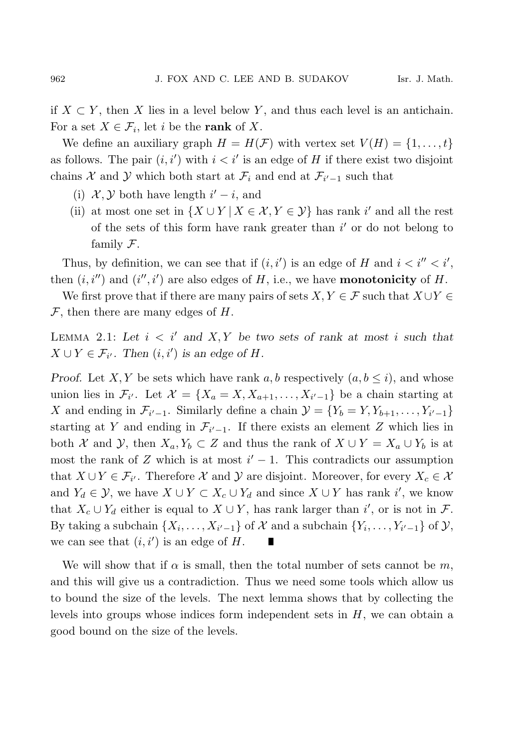if $X \subset Y$, then $X$ lies in a level below $Y$, and thus each level is an antichain. For a set $X \in \mathcal{F}_i$, let $i$ be the **rank** of $X$.

We define an auxiliary graph $H = H(\mathcal{F})$ with vertex set $V(H) = \{1, \ldots, t\}$ as follows. The pair $(i, i')$ with $i < i'$ is an edge of $H$ if there exist two disjoint chains $\mathcal{X}$ and $\mathcal{Y}$ which both start at $\mathcal{F}_i$ and end at $\mathcal{F}_{i'-1}$ such that

(i) $\mathcal{X}, \mathcal{Y}$ both have length $i' - i$, and

(ii) at most one set in $\{X \cup Y \mid X \in \mathcal{X}, Y \in \mathcal{Y}\}$ has rank $i'$ and all the rest of the sets of this form have rank greater than $i'$ or do not belong to family $\mathcal{F}$.

Thus, by definition, we can see that if $(i, i')$ is an edge of $H$ and $i < i'' < i'$, then $(i, i'')$ and $(i'', i')$ are also edges of $H$, i.e., we have **monotonicity** of $H$.

We first prove that if there are many pairs of sets $X, Y \in \mathcal{F}$ such that $X \cup Y \in \mathcal{F}$, then there are many edges of $H$.

Lemma 2.1: *Let $i < i'$ and $X, Y$ be two sets of rank at most $i$ such that $X \cup Y \in \mathcal{F}_{i'}$. Then $(i, i')$ is an edge of $H$.*

*Proof.* Let $X, Y$ be sets which have rank $a, b$ respectively ($a, b \leq i$), and whose union lies in $\mathcal{F}_{i'}$. Let $\mathcal{X} = \{X_a = X, X_{a+1}, \ldots, X_{i'-1}\}$ be a chain starting at $X$ and ending in $\mathcal{F}_{i'-1}$. Similarly define a chain $\mathcal{Y} = \{Y_b = Y, Y_{b+1}, \ldots, Y_{i'-1}\}$ starting at $Y$ and ending in $\mathcal{F}_{i'-1}$. If there exists an element $Z$ which lies in both $\mathcal{X}$ and $\mathcal{Y}$, then $X_a, Y_b \subset Z$ and thus the rank of $X \cup Y = X_a \cup Y_b$ is at most the rank of $Z$ which is at most $i' - 1$. This contradicts our assumption that $X \cup Y \in \mathcal{F}_{i'}$. Therefore $\mathcal{X}$ and $\mathcal{Y}$ are disjoint. Moreover, for every $X_c \in \mathcal{X}$ and $Y_d \in \mathcal{Y}$, we have $X \cup Y \subset X_c \cup Y_d$ and since $X \cup Y$ has rank $i'$, we know that $X_c \cup Y_d$ either is equal to $X \cup Y$, has rank larger than $i'$, or is not in $\mathcal{F}$. By taking a subchain $\{X_i, \ldots, X_{i'-1}\}$ of $\mathcal{X}$ and a subchain $\{Y_i, \ldots, Y_{i'-1}\}$ of $\mathcal{Y}$, we can see that $(i, i')$ is an edge of $H$. ∎

We will show that if $\alpha$ is small, then the total number of sets cannot be $m$, and this will give us a contradiction. Thus we need some tools which allow us to bound the size of the levels. The next lemma shows that by collecting the levels into groups whose indices form independent sets in $H$, we can obtain a good bound on the size of the levels.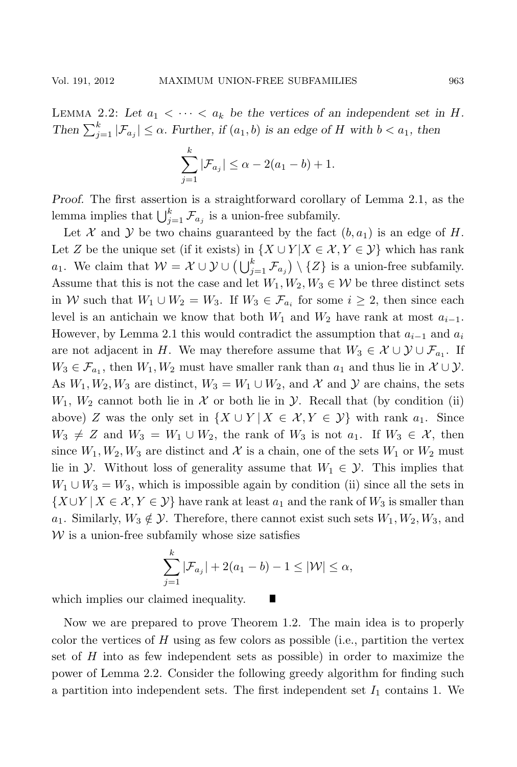Lemma 2.2: *Let $a_1 < \cdots < a_k$ be the vertices of an independent set in $H$. Then $\sum_{j=1}^{k} |\mathcal{F}_{a_j}| \leq \alpha$. Further, if $(a_1, b)$ is an edge of $H$ with $b < a_1$, then*

$$\sum_{j=1}^{k} |\mathcal{F}_{a_j}| \leq \alpha - 2(a_1 - b) + 1.$$

*Proof.* The first assertion is a straightforward corollary of Lemma 2.1, as the lemma implies that $\bigcup_{j=1}^{k} \mathcal{F}_{a_j}$ is a union-free subfamily.

Let $\mathcal{X}$ and $\mathcal{Y}$ be two chains guaranteed by the fact $(b, a_1)$ is an edge of $H$. Let $Z$ be the unique set (if it exists) in $\{X \cup Y | X \in \mathcal{X}, Y \in \mathcal{Y}\}$ which has rank $a_1$. We claim that $\mathcal{W} = \mathcal{X} \cup \mathcal{Y} \cup \left(\bigcup_{j=1}^{k} \mathcal{F}_{a_j}\right) \setminus \{Z\}$ is a union-free subfamily. Assume that this is not the case and let $W_1, W_2, W_3 \in \mathcal{W}$ be three distinct sets in $\mathcal{W}$ such that $W_1 \cup W_2 = W_3$. If $W_3 \in \mathcal{F}_{a_i}$ for some $i \geq 2$, then since each level is an antichain we know that both $W_1$ and $W_2$ have rank at most $a_{i-1}$. However, by Lemma 2.1 this would contradict the assumption that $a_{i-1}$ and $a_i$ are not adjacent in $H$. We may therefore assume that $W_3 \in \mathcal{X} \cup \mathcal{Y} \cup \mathcal{F}_{a_1}$. If $W_3 \in \mathcal{F}_{a_1}$, then $W_1, W_2$ must have smaller rank than $a_1$ and thus lie in $\mathcal{X} \cup \mathcal{Y}$. As $W_1, W_2, W_3$ are distinct, $W_3 = W_1 \cup W_2$, and $\mathcal{X}$ and $\mathcal{Y}$ are chains, the sets $W_1$, $W_2$ cannot both lie in $\mathcal{X}$ or both lie in $\mathcal{Y}$. Recall that (by condition (ii) above) $Z$ was the only set in $\{X \cup Y \,|\, X \in \mathcal{X}, Y \in \mathcal{Y}\}$ with rank $a_1$. Since $W_3 \neq Z$ and $W_3 = W_1 \cup W_2$, the rank of $W_3$ is not $a_1$. If $W_3 \in \mathcal{X}$, then since $W_1, W_2, W_3$ are distinct and $\mathcal{X}$ is a chain, one of the sets $W_1$ or $W_2$ must lie in $\mathcal{Y}$. Without loss of generality assume that $W_1 \in \mathcal{Y}$. This implies that $W_1 \cup W_3 = W_3$, which is impossible again by condition (ii) since all the sets in $\{X \cup Y \,|\, X \in \mathcal{X}, Y \in \mathcal{Y}\}$ have rank at least $a_1$ and the rank of $W_3$ is smaller than $a_1$. Similarly, $W_3 \notin \mathcal{Y}$. Therefore, there cannot exist such sets $W_1, W_2, W_3$, and $\mathcal{W}$ is a union-free subfamily whose size satisfies

$$\sum_{j=1}^{k} |\mathcal{F}_{a_j}| + 2(a_1 - b) - 1 \leq |\mathcal{W}| \leq \alpha,$$

which implies our claimed inequality. ∎

Now we are prepared to prove Theorem 1.2. The main idea is to properly color the vertices of $H$ using as few colors as possible (i.e., partition the vertex set of $H$ into as few independent sets as possible) in order to maximize the power of Lemma 2.2. Consider the following greedy algorithm for finding such a partition into independent sets. The first independent set $I_1$ contains 1. We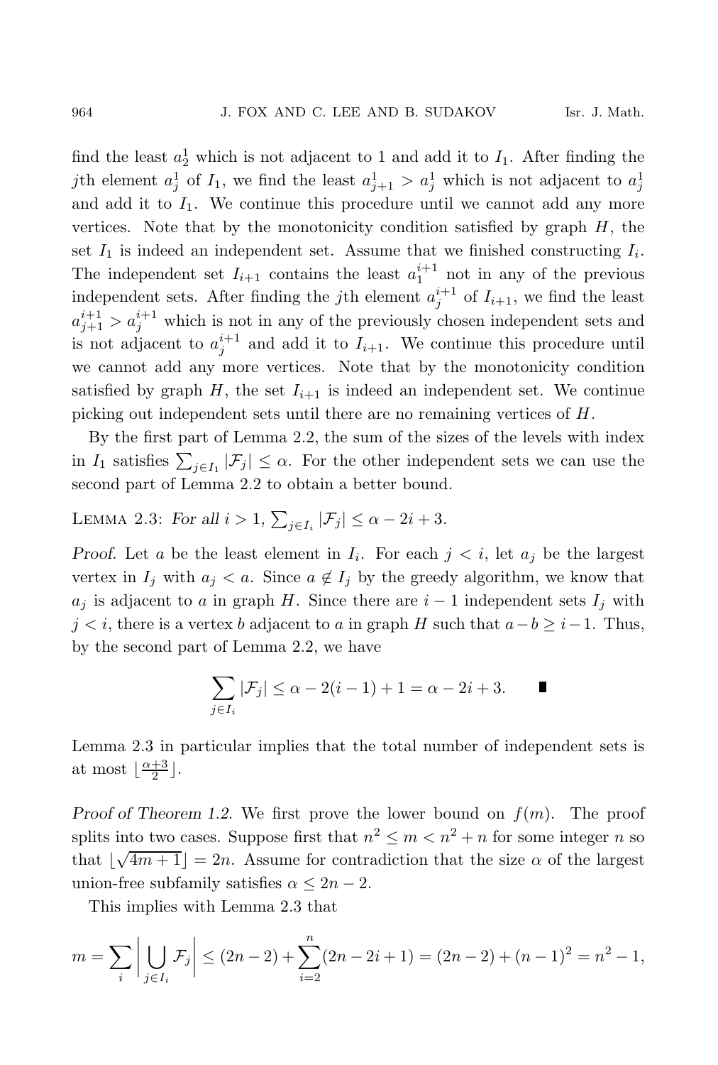find the least $a_2^1$ which is not adjacent to 1 and add it to $I_1$. After finding the $j$th element $a_j^1$ of $I_1$, we find the least $a_{j+1}^1 > a_j^1$ which is not adjacent to $a_j^1$ and add it to $I_1$. We continue this procedure until we cannot add any more vertices. Note that by the monotonicity condition satisfied by graph $H$, the set $I_1$ is indeed an independent set. Assume that we finished constructing $I_i$. The independent set $I_{i+1}$ contains the least $a_1^{i+1}$ not in any of the previous independent sets. After finding the $j$th element $a_j^{i+1}$ of $I_{i+1}$, we find the least $a_{j+1}^{i+1} > a_j^{i+1}$ which is not in any of the previously chosen independent sets and is not adjacent to $a_j^{i+1}$ and add it to $I_{i+1}$. We continue this procedure until we cannot add any more vertices. Note that by the monotonicity condition satisfied by graph $H$, the set $I_{i+1}$ is indeed an independent set. We continue picking out independent sets until there are no remaining vertices of $H$.

By the first part of Lemma 2.2, the sum of the sizes of the levels with index in $I_1$ satisfies $\sum_{j \in I_1} |\mathcal{F}_j| \leq \alpha$. For the other independent sets we can use the second part of Lemma 2.2 to obtain a better bound.

Lemma 2.3: *For all $i > 1$, $\sum_{j \in I_i} |\mathcal{F}_j| \leq \alpha - 2i + 3$.*

*Proof.* Let $a$ be the least element in $I_i$. For each $j < i$, let $a_j$ be the largest vertex in $I_j$ with $a_j < a$. Since $a \notin I_j$ by the greedy algorithm, we know that $a_j$ is adjacent to $a$ in graph $H$. Since there are $i-1$ independent sets $I_j$ with $j < i$, there is a vertex $b$ adjacent to $a$ in graph $H$ such that $a - b \geq i - 1$. Thus, by the second part of Lemma 2.2, we have

$$\sum_{j \in I_i} |\mathcal{F}_j| \leq \alpha - 2(i-1) + 1 = \alpha - 2i + 3. \qquad \blacksquare$$

Lemma 2.3 in particular implies that the total number of independent sets is at most $\lfloor \frac{\alpha+3}{2} \rfloor$.

*Proof of Theorem 1.2.* We first prove the lower bound on $f(m)$. The proof splits into two cases. Suppose first that $n^2 \leq m < n^2 + n$ for some integer $n$ so that $\lfloor \sqrt{4m+1} \rfloor = 2n$. Assume for contradiction that the size $\alpha$ of the largest union-free subfamily satisfies $\alpha \leq 2n - 2$.

This implies with Lemma 2.3 that

$$m = \sum_i \Big| \bigcup_{j \in I_i} \mathcal{F}_j \Big| \leq (2n-2) + \sum_{i=2}^{n} (2n - 2i + 1) = (2n-2) + (n-1)^2 = n^2 - 1,$$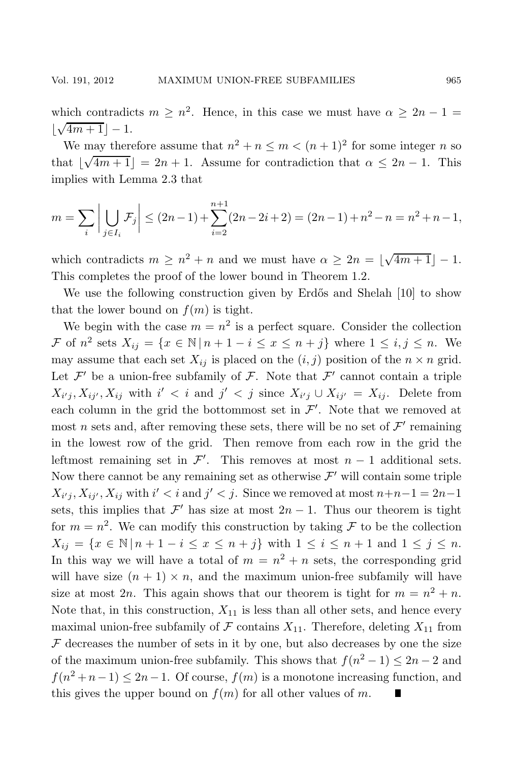which contradicts $m \geq n^2$. Hence, in this case we must have $\alpha \geq 2n - 1 = \lfloor \sqrt{4m+1} \rfloor - 1$.

We may therefore assume that $n^2 + n \leq m < (n+1)^2$ for some integer $n$ so that $\lfloor \sqrt{4m+1} \rfloor = 2n + 1$. Assume for contradiction that $\alpha \leq 2n - 1$. This implies with Lemma 2.3 that

$$m = \sum_i \Big| \bigcup_{j \in I_i} \mathcal{F}_j \Big| \leq (2n-1) + \sum_{i=2}^{n+1} (2n - 2i + 2) = (2n-1) + n^2 - n = n^2 + n - 1,$$

which contradicts $m \geq n^2 + n$ and we must have $\alpha \geq 2n = \lfloor \sqrt{4m+1} \rfloor - 1$. This completes the proof of the lower bound in Theorem 1.2.

We use the following construction given by Erdős and Shelah [10] to show that the lower bound on $f(m)$ is tight.

We begin with the case $m = n^2$ is a perfect square. Consider the collection $\mathcal{F}$ of $n^2$ sets $X_{ij} = \{x \in \mathbb{N} \,|\, n + 1 - i \leq x \leq n + j\}$ where $1 \leq i, j \leq n$. We may assume that each set $X_{ij}$ is placed on the $(i, j)$ position of the $n \times n$ grid. Let $\mathcal{F}'$ be a union-free subfamily of $\mathcal{F}$. Note that $\mathcal{F}'$ cannot contain a triple $X_{i'j}, X_{ij'}, X_{ij}$ with $i' < i$ and $j' < j$ since $X_{i'j} \cup X_{ij'} = X_{ij}$. Delete from each column in the grid the bottommost set in $\mathcal{F}'$. Note that we removed at most $n$ sets and, after removing these sets, there will be no set of $\mathcal{F}'$ remaining in the lowest row of the grid. Then remove from each row in the grid the leftmost remaining set in $\mathcal{F}'$. This removes at most $n - 1$ additional sets. Now there cannot be any remaining set as otherwise $\mathcal{F}'$ will contain some triple $X_{i'j}, X_{ij'}, X_{ij}$ with $i' < i$ and $j' < j$. Since we removed at most $n + n - 1 = 2n - 1$ sets, this implies that $\mathcal{F}'$ has size at most $2n - 1$. Thus our theorem is tight for $m = n^2$. We can modify this construction by taking $\mathcal{F}$ to be the collection $X_{ij} = \{x \in \mathbb{N} \,|\, n + 1 - i \leq x \leq n + j\}$ with $1 \leq i \leq n + 1$ and $1 \leq j \leq n$. In this way we will have a total of $m = n^2 + n$ sets, the corresponding grid will have size $(n + 1) \times n$, and the maximum union-free subfamily will have size at most $2n$. This again shows that our theorem is tight for $m = n^2 + n$. Note that, in this construction, $X_{11}$ is less than all other sets, and hence every maximal union-free subfamily of $\mathcal{F}$ contains $X_{11}$. Therefore, deleting $X_{11}$ from $\mathcal{F}$ decreases the number of sets in it by one, but also decreases by one the size of the maximum union-free subfamily. This shows that $f(n^2 - 1) \leq 2n - 2$ and $f(n^2 + n - 1) \leq 2n - 1$. Of course, $f(m)$ is a monotone increasing function, and this gives the upper bound on $f(m)$ for all other values of $m$. ∎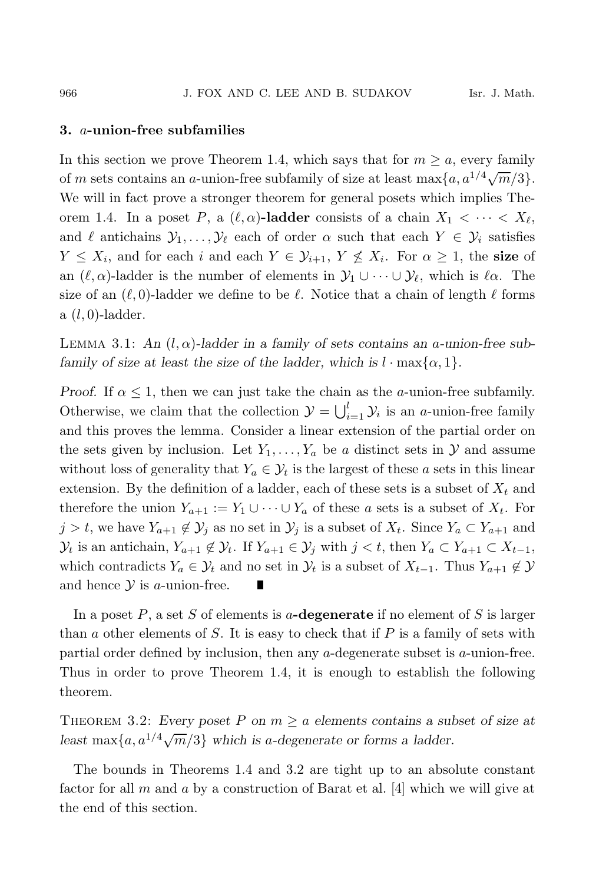## 3. $a$-union-free subfamilies

In this section we prove Theorem 1.4, which says that for $m \geq a$, every family of $m$ sets contains an $a$-union-free subfamily of size at least $\max\{a, a^{1/4}\sqrt{m}/3\}$. We will in fact prove a stronger theorem for general posets which implies Theorem 1.4. In a poset $P$, a $(\ell, \alpha)$-**ladder** consists of a chain $X_1 < \cdots < X_\ell$, and $\ell$ antichains $\mathcal{Y}_1, \ldots, \mathcal{Y}_\ell$ each of order $\alpha$ such that each $Y \in \mathcal{Y}_i$ satisfies $Y \leq X_i$, and for each $i$ and each $Y \in \mathcal{Y}_{i+1}$, $Y \not\leq X_i$. For $\alpha \geq 1$, the **size** of an $(\ell, \alpha)$-ladder is the number of elements in $\mathcal{Y}_1 \cup \cdots \cup \mathcal{Y}_\ell$, which is $\ell\alpha$. The size of an $(\ell, 0)$-ladder we define to be $\ell$. Notice that a chain of length $\ell$ forms a $(l, 0)$-ladder.

Lemma 3.1: *An $(l, \alpha)$-ladder in a family of sets contains an $a$-union-free subfamily of size at least the size of the ladder, which is $l \cdot \max\{\alpha, 1\}$.*

*Proof.* If $\alpha \leq 1$, then we can just take the chain as the $a$-union-free subfamily. Otherwise, we claim that the collection $\mathcal{Y} = \bigcup_{i=1}^{l} \mathcal{Y}_i$ is an $a$-union-free family and this proves the lemma. Consider a linear extension of the partial order on the sets given by inclusion. Let $Y_1, \ldots, Y_a$ be $a$ distinct sets in $\mathcal{Y}$ and assume without loss of generality that $Y_a \in \mathcal{Y}_t$ is the largest of these $a$ sets in this linear extension. By the definition of a ladder, each of these sets is a subset of $X_t$ and therefore the union $Y_{a+1} := Y_1 \cup \cdots \cup Y_a$ of these $a$ sets is a subset of $X_t$. For $j > t$, we have $Y_{a+1} \notin \mathcal{Y}_j$ as no set in $\mathcal{Y}_j$ is a subset of $X_t$. Since $Y_a \subset Y_{a+1}$ and $\mathcal{Y}_t$ is an antichain, $Y_{a+1} \notin \mathcal{Y}_t$. If $Y_{a+1} \in \mathcal{Y}_j$ with $j < t$, then $Y_a \subset Y_{a+1} \subset X_{t-1}$, which contradicts $Y_a \in \mathcal{Y}_t$ and no set in $\mathcal{Y}_t$ is a subset of $X_{t-1}$. Thus $Y_{a+1} \notin \mathcal{Y}$ and hence $\mathcal{Y}$ is $a$-union-free. ∎

In a poset $P$, a set $S$ of elements is $a$-**degenerate** if no element of $S$ is larger than $a$ other elements of $S$. It is easy to check that if $P$ is a family of sets with partial order defined by inclusion, then any $a$-degenerate subset is $a$-union-free. Thus in order to prove Theorem 1.4, it is enough to establish the following theorem.

Theorem 3.2: *Every poset $P$ on $m \geq a$ elements contains a subset of size at least $\max\{a, a^{1/4}\sqrt{m}/3\}$ which is $a$-degenerate or forms a ladder.*

The bounds in Theorems 1.4 and 3.2 are tight up to an absolute constant factor for all $m$ and $a$ by a construction of Barat et al. [4] which we will give at the end of this section.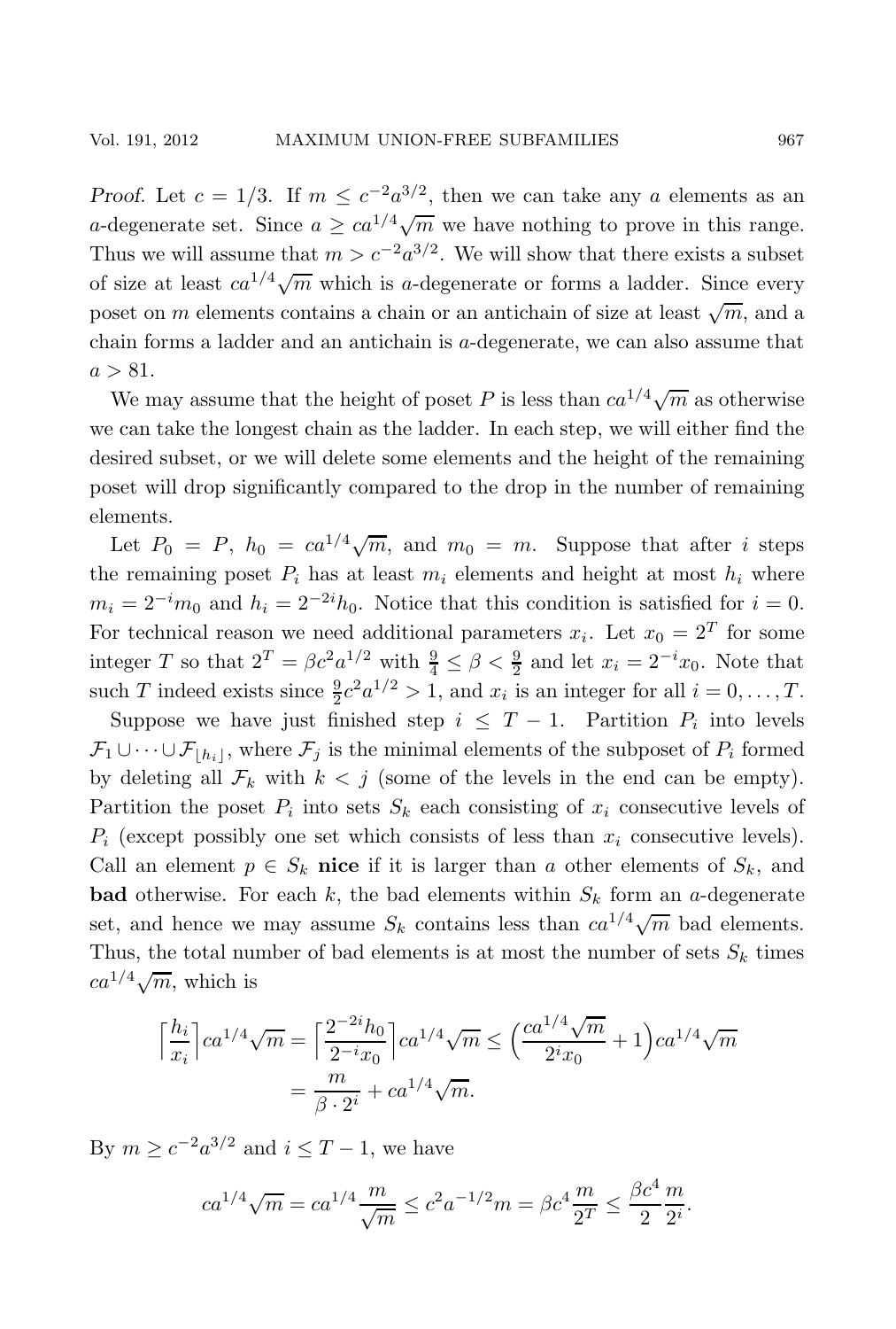*Proof.* Let $c = 1/3$. If $m \le c^{-2}a^{3/2}$, then we can take any $a$ elements as an $a$-degenerate set. Since $a \ge ca^{1/4}\sqrt{m}$ we have nothing to prove in this range. Thus we will assume that $m > c^{-2}a^{3/2}$. We will show that there exists a subset of size at least $ca^{1/4}\sqrt{m}$ which is $a$-degenerate or forms a ladder. Since every poset on $m$ elements contains a chain or an antichain of size at least $\sqrt{m}$, and a chain forms a ladder and an antichain is $a$-degenerate, we can also assume that $a > 81$.

We may assume that the height of poset $P$ is less than $ca^{1/4}\sqrt{m}$ as otherwise we can take the longest chain as the ladder. In each step, we will either find the desired subset, or we will delete some elements and the height of the remaining poset will drop significantly compared to the drop in the number of remaining elements.

Let $P_0 = P$, $h_0 = ca^{1/4}\sqrt{m}$, and $m_0 = m$. Suppose that after $i$ steps the remaining poset $P_i$ has at least $m_i$ elements and height at most $h_i$ where $m_i = 2^{-i}m_0$ and $h_i = 2^{-2i}h_0$. Notice that this condition is satisfied for $i = 0$. For technical reason we need additional parameters $x_i$. Let $x_0 = 2^T$ for some integer $T$ so that $2^T = \beta c^2 a^{1/2}$ with $\frac{9}{4} \le \beta < \frac{9}{2}$ and let $x_i = 2^{-i}x_0$. Note that such $T$ indeed exists since $\frac{9}{2}c^2a^{1/2} > 1$, and $x_i$ is an integer for all $i = 0, \ldots, T$.

Suppose we have just finished step $i \le T-1$. Partition $P_i$ into levels $\mathcal{F}_1 \cup \cdots \cup \mathcal{F}_{\lfloor h_i \rfloor}$, where $\mathcal{F}_j$ is the minimal elements of the subposet of $P_i$ formed by deleting all $\mathcal{F}_k$ with $k < j$ (some of the levels in the end can be empty). Partition the poset $P_i$ into sets $S_k$ each consisting of $x_i$ consecutive levels of $P_i$ (except possibly one set which consists of less than $x_i$ consecutive levels). Call an element $p \in S_k$ **nice** if it is larger than $a$ other elements of $S_k$, and **bad** otherwise. For each $k$, the bad elements within $S_k$ form an $a$-degenerate set, and hence we may assume $S_k$ contains less than $ca^{1/4}\sqrt{m}$ bad elements. Thus, the total number of bad elements is at most the number of sets $S_k$ times $ca^{1/4}\sqrt{m}$, which is

$$\Big\lceil \frac{h_i}{x_i} \Big\rceil ca^{1/4}\sqrt{m} = \Big\lceil \frac{2^{-2i}h_0}{2^{-i}x_0} \Big\rceil ca^{1/4}\sqrt{m} \le \Big( \frac{ca^{1/4}\sqrt{m}}{2^i x_0} + 1 \Big) ca^{1/4}\sqrt{m}$$
$$= \frac{m}{\beta \cdot 2^i} + ca^{1/4}\sqrt{m}.$$

By $m \ge c^{-2}a^{3/2}$ and $i \le T-1$, we have

$$ca^{1/4}\sqrt{m} = ca^{1/4}\frac{m}{\sqrt{m}} \le c^2 a^{-1/2} m = \beta c^4 \frac{m}{2^T} \le \frac{\beta c^4}{2}\frac{m}{2^i}.$$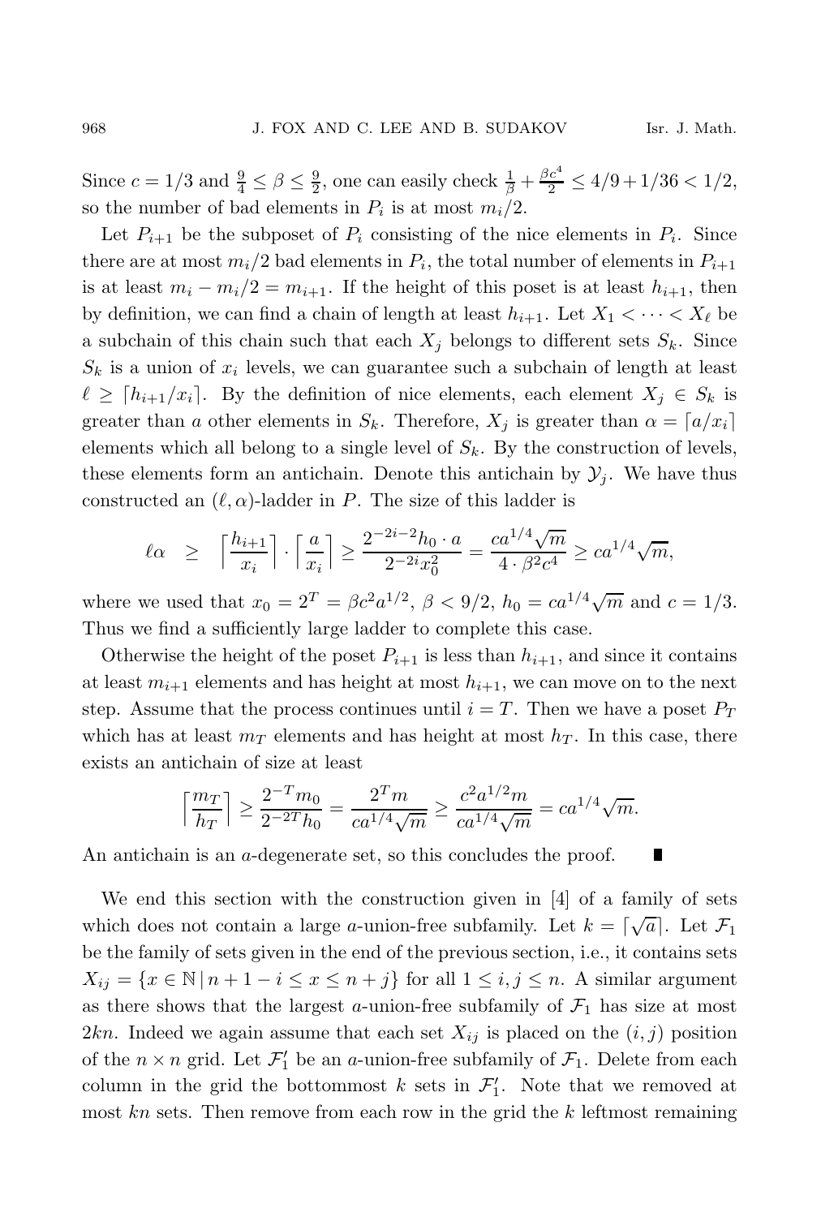Since $c = 1/3$ and $\frac{9}{4} \leq \beta \leq \frac{9}{2}$, one can easily check $\frac{1}{\beta} + \frac{\beta c^4}{2} \leq 4/9 + 1/36 < 1/2$, so the number of bad elements in $P_i$ is at most $m_i/2$.

Let $P_{i+1}$ be the subposet of $P_i$ consisting of the nice elements in $P_i$. Since there are at most $m_i/2$ bad elements in $P_i$, the total number of elements in $P_{i+1}$ is at least $m_i - m_i/2 = m_{i+1}$. If the height of this poset is at least $h_{i+1}$, then by definition, we can find a chain of length at least $h_{i+1}$. Let $X_1 < \cdots < X_\ell$ be a subchain of this chain such that each $X_j$ belongs to different sets $S_k$. Since $S_k$ is a union of $x_i$ levels, we can guarantee such a subchain of length at least $\ell \geq \lceil h_{i+1}/x_i \rceil$. By the definition of nice elements, each element $X_j \in S_k$ is greater than $a$ other elements in $S_k$. Therefore, $X_j$ is greater than $\alpha = \lceil a/x_i \rceil$ elements which all belong to a single level of $S_k$. By the construction of levels, these elements form an antichain. Denote this antichain by $\mathcal{Y}_j$. We have thus constructed an $(\ell, \alpha)$-ladder in $P$. The size of this ladder is

$$\ell\alpha \quad \geq \quad \left\lceil \frac{h_{i+1}}{x_i} \right\rceil \cdot \left\lceil \frac{a}{x_i} \right\rceil \geq \frac{2^{-2i-2} h_0 \cdot a}{2^{-2i} x_0^2} = \frac{ca^{1/4}\sqrt{m}}{4 \cdot \beta^2 c^4} \geq ca^{1/4}\sqrt{m},$$

where we used that $x_0 = 2^T = \beta c^2 a^{1/2}$, $\beta < 9/2$, $h_0 = ca^{1/4}\sqrt{m}$ and $c = 1/3$. Thus we find a sufficiently large ladder to complete this case.

Otherwise the height of the poset $P_{i+1}$ is less than $h_{i+1}$, and since it contains at least $m_{i+1}$ elements and has height at most $h_{i+1}$, we can move on to the next step. Assume that the process continues until $i = T$. Then we have a poset $P_T$ which has at least $m_T$ elements and has height at most $h_T$. In this case, there exists an antichain of size at least

$$\left\lceil \frac{m_T}{h_T} \right\rceil \geq \frac{2^{-T} m_0}{2^{-2T} h_0} = \frac{2^T m}{ca^{1/4}\sqrt{m}} \geq \frac{c^2 a^{1/2} m}{ca^{1/4}\sqrt{m}} = ca^{1/4}\sqrt{m}.$$

An antichain is an $a$-degenerate set, so this concludes the proof. ∎

We end this section with the construction given in [4] of a family of sets which does not contain a large $a$-union-free subfamily. Let $k = \lceil \sqrt{a} \rceil$. Let $\mathcal{F}_1$ be the family of sets given in the end of the previous section, i.e., it contains sets $X_{ij} = \{x \in \mathbb{N} \mid n + 1 - i \leq x \leq n + j\}$ for all $1 \leq i, j \leq n$. A similar argument as there shows that the largest $a$-union-free subfamily of $\mathcal{F}_1$ has size at most $2kn$. Indeed we again assume that each set $X_{ij}$ is placed on the $(i, j)$ position of the $n \times n$ grid. Let $\mathcal{F}_1'$ be an $a$-union-free subfamily of $\mathcal{F}_1$. Delete from each column in the grid the bottommost $k$ sets in $\mathcal{F}_1'$. Note that we removed at most $kn$ sets. Then remove from each row in the grid the $k$ leftmost remaining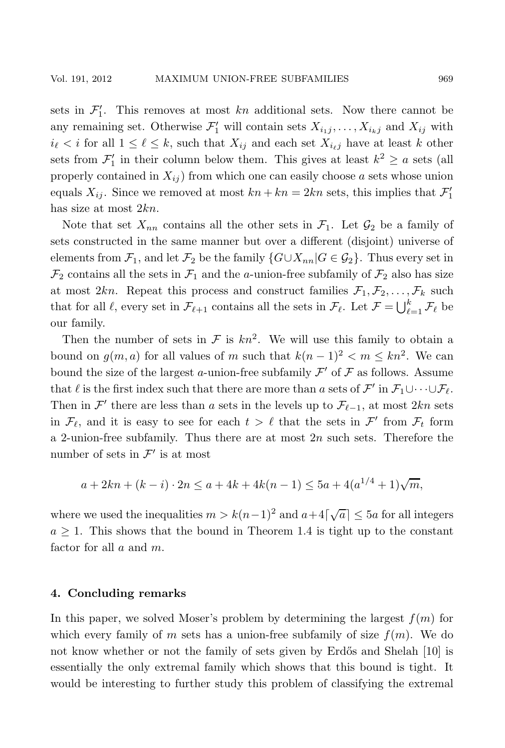sets in $\mathcal{F}_1'$. This removes at most $kn$ additional sets. Now there cannot be any remaining set. Otherwise $\mathcal{F}_1'$ will contain sets $X_{i_1 j}, \ldots, X_{i_k j}$ and $X_{ij}$ with $i_\ell < i$ for all $1 \leq \ell \leq k$, such that $X_{ij}$ and each set $X_{i_\ell j}$ have at least $k$ other sets from $\mathcal{F}_1'$ in their column below them. This gives at least $k^2 \geq a$ sets (all properly contained in $X_{ij}$) from which one can easily choose $a$ sets whose union equals $X_{ij}$. Since we removed at most $kn + kn = 2kn$ sets, this implies that $\mathcal{F}_1'$ has size at most $2kn$.

Note that set $X_{nn}$ contains all the other sets in $\mathcal{F}_1$. Let $\mathcal{G}_2$ be a family of sets constructed in the same manner but over a different (disjoint) universe of elements from $\mathcal{F}_1$, and let $\mathcal{F}_2$ be the family $\{G \cup X_{nn} | G \in \mathcal{G}_2\}$. Thus every set in $\mathcal{F}_2$ contains all the sets in $\mathcal{F}_1$ and the $a$-union-free subfamily of $\mathcal{F}_2$ also has size at most $2kn$. Repeat this process and construct families $\mathcal{F}_1, \mathcal{F}_2, \ldots, \mathcal{F}_k$ such that for all $\ell$, every set in $\mathcal{F}_{\ell+1}$ contains all the sets in $\mathcal{F}_\ell$. Let $\mathcal{F} = \bigcup_{\ell=1}^{k} \mathcal{F}_\ell$ be our family.

Then the number of sets in $\mathcal{F}$ is $kn^2$. We will use this family to obtain a bound on $g(m, a)$ for all values of $m$ such that $k(n-1)^2 < m \leq kn^2$. We can bound the size of the largest $a$-union-free subfamily $\mathcal{F}'$ of $\mathcal{F}$ as follows. Assume that $\ell$ is the first index such that there are more than $a$ sets of $\mathcal{F}'$ in $\mathcal{F}_1 \cup \cdots \cup \mathcal{F}_\ell$. Then in $\mathcal{F}'$ there are less than $a$ sets in the levels up to $\mathcal{F}_{\ell-1}$, at most $2kn$ sets in $\mathcal{F}_\ell$, and it is easy to see for each $t > \ell$ that the sets in $\mathcal{F}'$ from $\mathcal{F}_t$ form a 2-union-free subfamily. Thus there are at most $2n$ such sets. Therefore the number of sets in $\mathcal{F}'$ is at most

$$a + 2kn + (k - i) \cdot 2n \leq a + 4k + 4k(n-1) \leq 5a + 4(a^{1/4} + 1)\sqrt{m},$$

where we used the inequalities $m > k(n-1)^2$ and $a + 4\lceil \sqrt{a} \rceil \leq 5a$ for all integers $a \geq 1$. This shows that the bound in Theorem 1.4 is tight up to the constant factor for all $a$ and $m$.

## 4. Concluding remarks

In this paper, we solved Moser's problem by determining the largest $f(m)$ for which every family of $m$ sets has a union-free subfamily of size $f(m)$. We do not know whether or not the family of sets given by Erdős and Shelah [10] is essentially the only extremal family which shows that this bound is tight. It would be interesting to further study this problem of classifying the extremal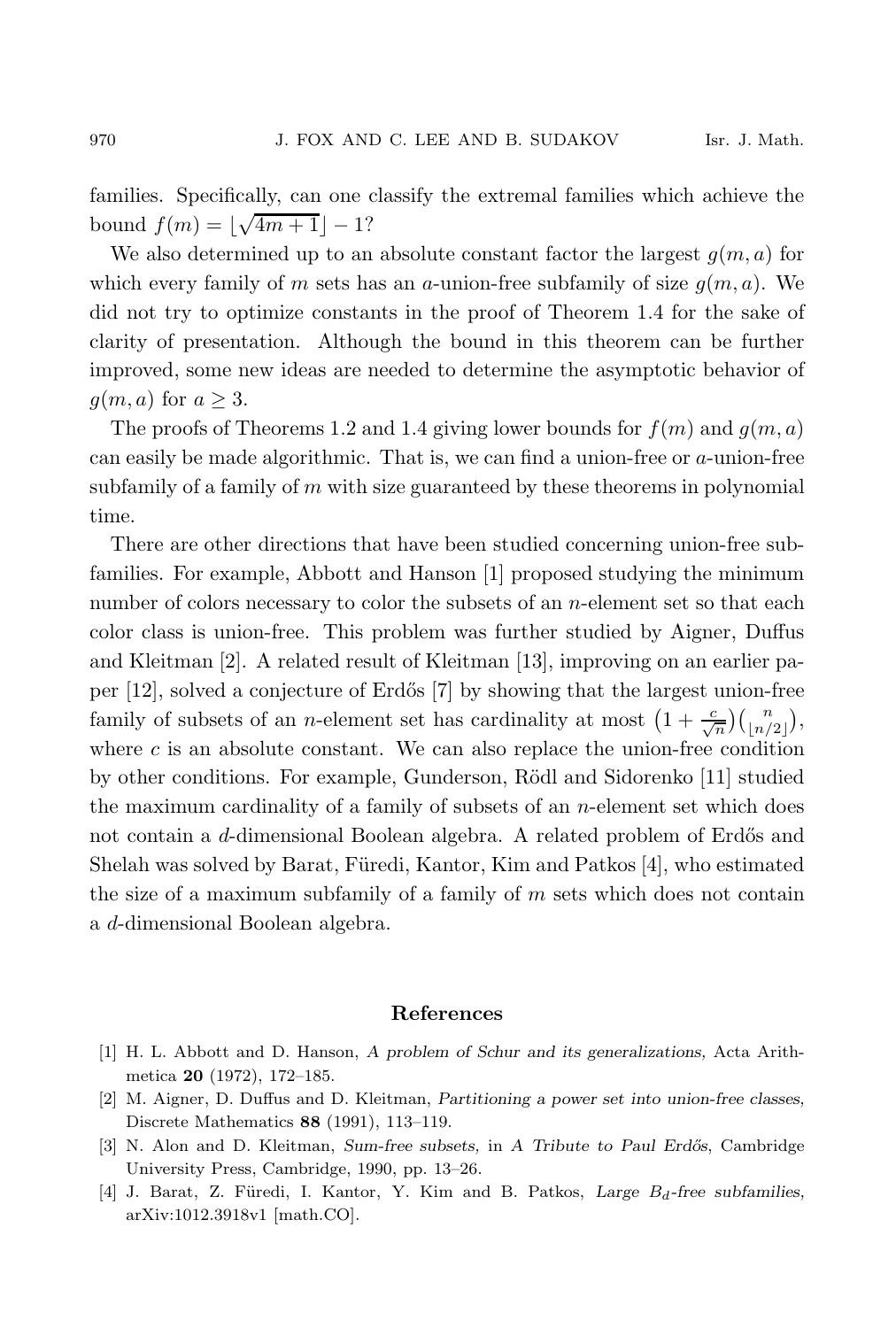families. Specifically, can one classify the extremal families which achieve the bound $f(m) = \lfloor \sqrt{4m+1} \rfloor - 1$?

We also determined up to an absolute constant factor the largest $g(m, a)$ for which every family of $m$ sets has an $a$-union-free subfamily of size $g(m, a)$. We did not try to optimize constants in the proof of Theorem 1.4 for the sake of clarity of presentation. Although the bound in this theorem can be further improved, some new ideas are needed to determine the asymptotic behavior of $g(m, a)$ for $a \geq 3$.

The proofs of Theorems 1.2 and 1.4 giving lower bounds for $f(m)$ and $g(m, a)$ can easily be made algorithmic. That is, we can find a union-free or $a$-union-free subfamily of a family of $m$ with size guaranteed by these theorems in polynomial time.

There are other directions that have been studied concerning union-free subfamilies. For example, Abbott and Hanson [1] proposed studying the minimum number of colors necessary to color the subsets of an $n$-element set so that each color class is union-free. This problem was further studied by Aigner, Duffus and Kleitman [2]. A related result of Kleitman [13], improving on an earlier paper [12], solved a conjecture of Erdős [7] by showing that the largest union-free family of subsets of an $n$-element set has cardinality at most $\left(1 + \frac{c}{\sqrt{n}}\right)\binom{n}{\lfloor n/2 \rfloor}$, where $c$ is an absolute constant. We can also replace the union-free condition by other conditions. For example, Gunderson, Rödl and Sidorenko [11] studied the maximum cardinality of a family of subsets of an $n$-element set which does not contain a $d$-dimensional Boolean algebra. A related problem of Erdős and Shelah was solved by Barat, Füredi, Kantor, Kim and Patkos [4], who estimated the size of a maximum subfamily of a family of $m$ sets which does not contain a $d$-dimensional Boolean algebra.

## References

[1] H. L. Abbott and D. Hanson, *A problem of Schur and its generalizations*, Acta Arithmetica **20** (1972), 172–185.

[2] M. Aigner, D. Duffus and D. Kleitman, *Partitioning a power set into union-free classes*, Discrete Mathematics **88** (1991), 113–119.

[3] N. Alon and D. Kleitman, *Sum-free subsets*, in *A Tribute to Paul Erdős*, Cambridge University Press, Cambridge, 1990, pp. 13–26.

[4] J. Barat, Z. Füredi, I. Kantor, Y. Kim and B. Patkos, *Large $B_d$-free subfamilies*, arXiv:1012.3918v1 [math.CO].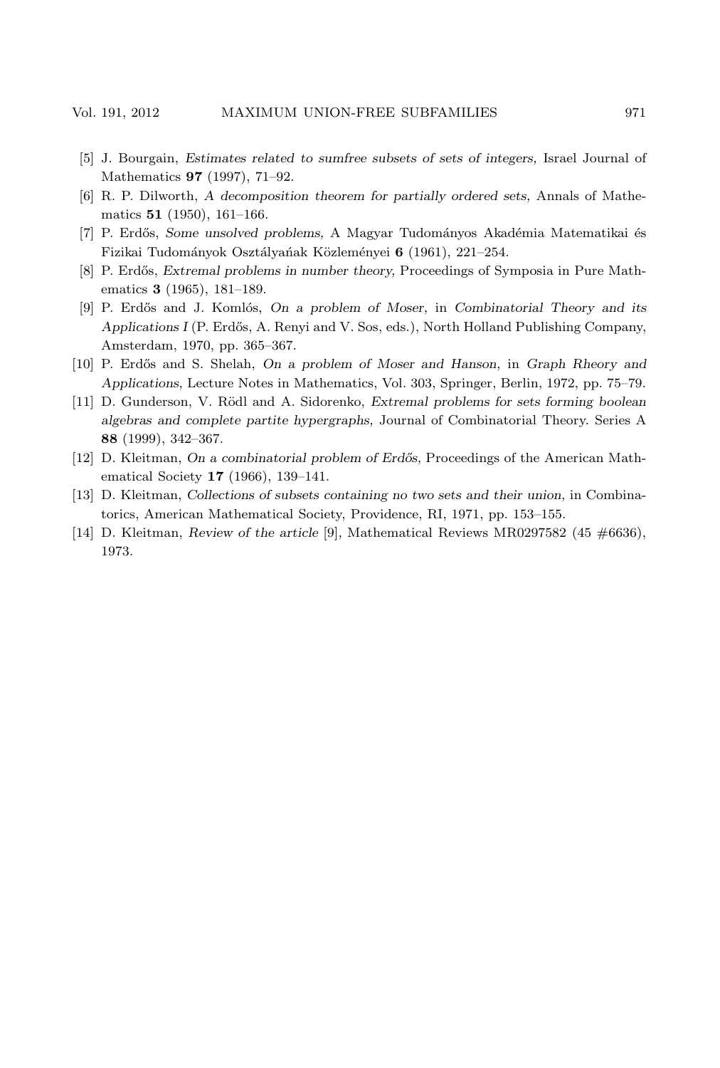[5] J. Bourgain, *Estimates related to sumfree subsets of sets of integers,* Israel Journal of Mathematics **97** (1997), 71–92.

[6] R. P. Dilworth, *A decomposition theorem for partially ordered sets,* Annals of Mathematics **51** (1950), 161–166.

[7] P. Erdős, *Some unsolved problems,* A Magyar Tudományos Akadémia Matematikai és Fizikai Tudományok Osztályańak Közleményei **6** (1961), 221–254.

[8] P. Erdős, *Extremal problems in number theory,* Proceedings of Symposia in Pure Mathematics **3** (1965), 181–189.

[9] P. Erdős and J. Komlós, *On a problem of Moser,* in *Combinatorial Theory and its Applications I* (P. Erdős, A. Renyi and V. Sos, eds.), North Holland Publishing Company, Amsterdam, 1970, pp. 365–367.

[10] P. Erdős and S. Shelah, *On a problem of Moser and Hanson,* in *Graph Rheory and Applications,* Lecture Notes in Mathematics, Vol. 303, Springer, Berlin, 1972, pp. 75–79.

[11] D. Gunderson, V. Rödl and A. Sidorenko, *Extremal problems for sets forming boolean algebras and complete partite hypergraphs,* Journal of Combinatorial Theory. Series A **88** (1999), 342–367.

[12] D. Kleitman, *On a combinatorial problem of Erdős,* Proceedings of the American Mathematical Society **17** (1966), 139–141.

[13] D. Kleitman, *Collections of subsets containing no two sets and their union,* in Combinatorics, American Mathematical Society, Providence, RI, 1971, pp. 153–155.

[14] D. Kleitman, *Review of the article* [9], Mathematical Reviews MR0297582 (45 #6636), 1973.